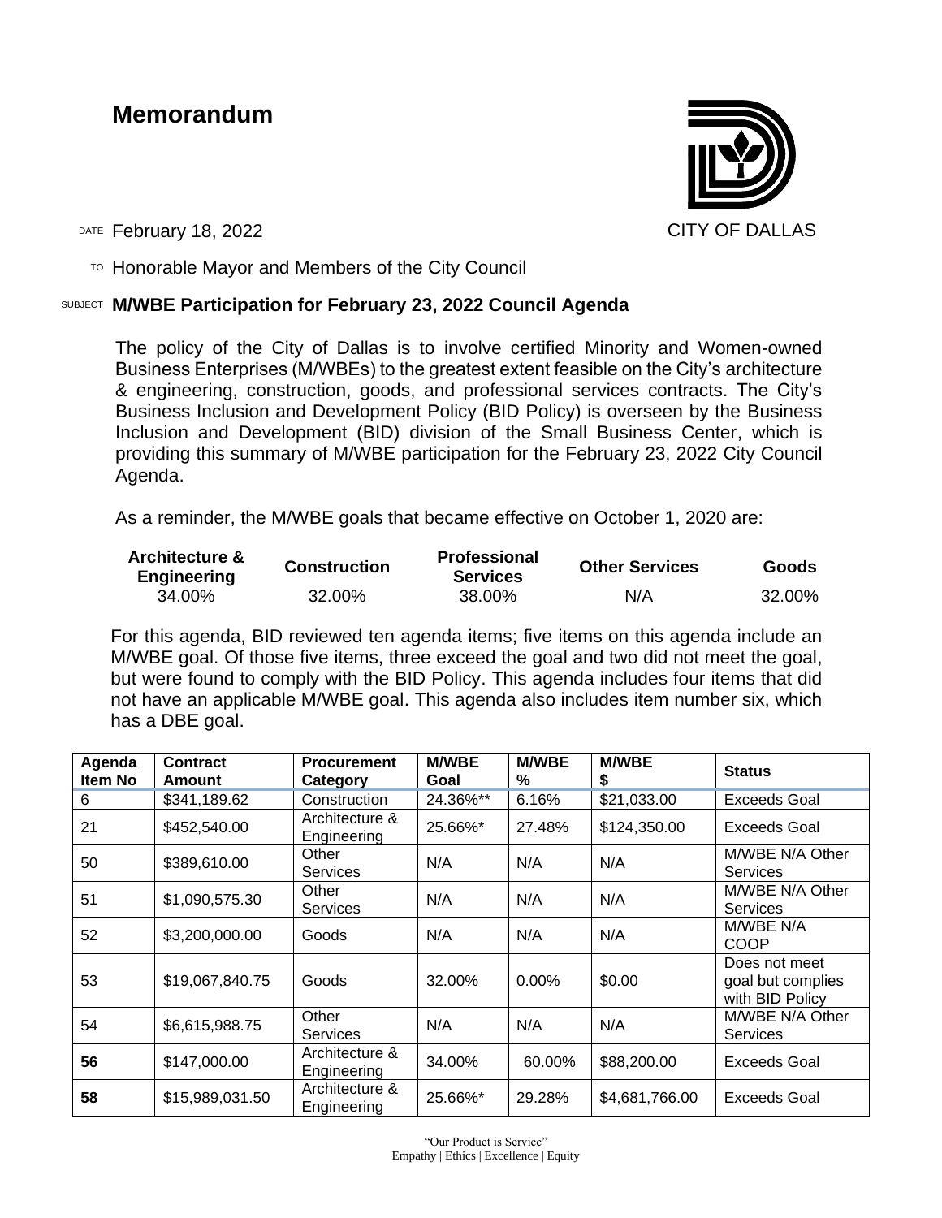# Memorandum

CITY OF DALLAS

DATE February 18, 2022

TO Honorable Mayor and Members of the City Council

SUBJECT **M/WBE Participation for February 23, 2022 Council Agenda**

The policy of the City of Dallas is to involve certified Minority and Women-owned Business Enterprises (M/WBEs) to the greatest extent feasible on the City's architecture & engineering, construction, goods, and professional services contracts. The City's Business Inclusion and Development Policy (BID Policy) is overseen by the Business Inclusion and Development (BID) division of the Small Business Center, which is providing this summary of M/WBE participation for the February 23, 2022 City Council Agenda.

As a reminder, the M/WBE goals that became effective on October 1, 2020 are:

| Architecture & Engineering | Construction | Professional Services | Other Services | Goods |
|---|---|---|---|---|
| 34.00% | 32.00% | 38.00% | N/A | 32.00% |

For this agenda, BID reviewed ten agenda items; five items on this agenda include an M/WBE goal. Of those five items, three exceed the goal and two did not meet the goal, but were found to comply with the BID Policy. This agenda includes four items that did not have an applicable M/WBE goal. This agenda also includes item number six, which has a DBE goal.

| Agenda Item No | Contract Amount | Procurement Category | M/WBE Goal | M/WBE % | M/WBE $ | Status |
|---|---|---|---|---|---|---|
| 6 | $341,189.62 | Construction | 24.36%** | 6.16% | $21,033.00 | Exceeds Goal |
| 21 | $452,540.00 | Architecture & Engineering | 25.66%* | 27.48% | $124,350.00 | Exceeds Goal |
| 50 | $389,610.00 | Other Services | N/A | N/A | N/A | M/WBE N/A Other Services |
| 51 | $1,090,575.30 | Other Services | N/A | N/A | N/A | M/WBE N/A Other Services |
| 52 | $3,200,000.00 | Goods | N/A | N/A | N/A | M/WBE N/A COOP |
| 53 | $19,067,840.75 | Goods | 32.00% | 0.00% | $0.00 | Does not meet goal but complies with BID Policy |
| 54 | $6,615,988.75 | Other Services | N/A | N/A | N/A | M/WBE N/A Other Services |
| **56** | $147,000.00 | Architecture & Engineering | 34.00% | 60.00% | $88,200.00 | Exceeds Goal |
| **58** | $15,989,031.50 | Architecture & Engineering | 25.66%* | 29.28% | $4,681,766.00 | Exceeds Goal |

"Our Product is Service"
Empathy | Ethics | Excellence | Equity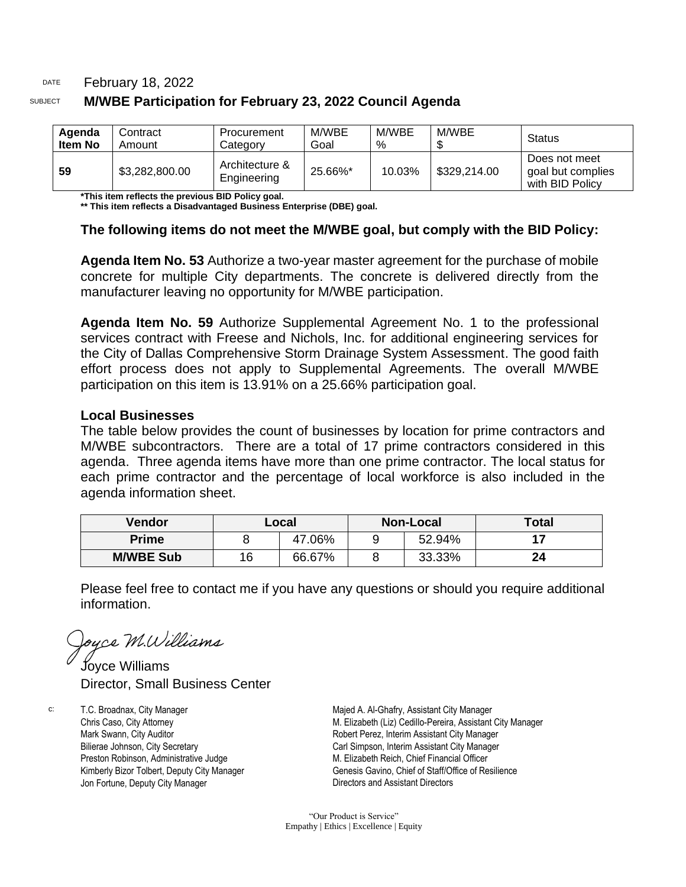DATE February 18, 2022

SUBJECT **M/WBE Participation for February 23, 2022 Council Agenda**

| Agenda Item No | Contract Amount | Procurement Category | M/WBE Goal | M/WBE % | M/WBE $ | Status |
|---|---|---|---|---|---|---|
| 59 | $3,282,800.00 | Architecture & Engineering | 25.66%* | 10.03% | $329,214.00 | Does not meet goal but complies with BID Policy |

**\*This item reflects the previous BID Policy goal.**
**\*\* This item reflects a Disadvantaged Business Enterprise (DBE) goal.**

**The following items do not meet the M/WBE goal, but comply with the BID Policy:**

**Agenda Item No. 53** Authorize a two-year master agreement for the purchase of mobile concrete for multiple City departments. The concrete is delivered directly from the manufacturer leaving no opportunity for M/WBE participation.

**Agenda Item No. 59** Authorize Supplemental Agreement No. 1 to the professional services contract with Freese and Nichols, Inc. for additional engineering services for the City of Dallas Comprehensive Storm Drainage System Assessment. The good faith effort process does not apply to Supplemental Agreements. The overall M/WBE participation on this item is 13.91% on a 25.66% participation goal.

**Local Businesses**

The table below provides the count of businesses by location for prime contractors and M/WBE subcontractors. There are a total of 17 prime contractors considered in this agenda. Three agenda items have more than one prime contractor. The local status for each prime contractor and the percentage of local workforce is also included in the agenda information sheet.

| Vendor | Local | | Non-Local | | Total |
|---|---|---|---|---|---|
| **Prime** | 8 | 47.06% | 9 | 52.94% | **17** |
| **M/WBE Sub** | 16 | 66.67% | 8 | 33.33% | **24** |

Please feel free to contact me if you have any questions or should you require additional information.

Joyce M. Williams

Joyce Williams
Director, Small Business Center

c: T.C. Broadnax, City Manager
Chris Caso, City Attorney
Mark Swann, City Auditor
Bilierae Johnson, City Secretary
Preston Robinson, Administrative Judge
Kimberly Bizor Tolbert, Deputy City Manager
Jon Fortune, Deputy City Manager
Majed A. Al-Ghafry, Assistant City Manager
M. Elizabeth (Liz) Cedillo-Pereira, Assistant City Manager
Robert Perez, Interim Assistant City Manager
Carl Simpson, Interim Assistant City Manager
M. Elizabeth Reich, Chief Financial Officer
Genesis Gavino, Chief of Staff/Office of Resilience
Directors and Assistant Directors

"Our Product is Service"
Empathy | Ethics | Excellence | Equity